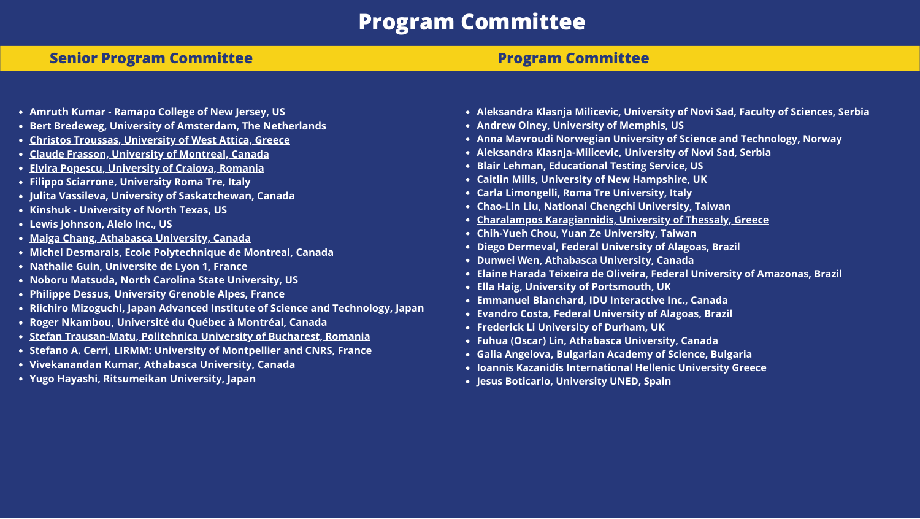# Program Committee

## Senior Program Committee

- Amruth Kumar - Ramapo College of New Jersey, US
- Bert Bredeweg, University of Amsterdam, The Netherlands
- Christos Troussas, University of West Attica, Greece
- Claude Frasson, University of Montreal, Canada
- Elvira Popescu, University of Craiova, Romania
- Filippo Sciarrone, University Roma Tre, Italy
- Julita Vassileva, University of Saskatchewan, Canada
- Kinshuk - University of North Texas, US
- Lewis Johnson, Alelo Inc., US
- Maiga Chang, Athabasca University, Canada
- Michel Desmarais, Ecole Polytechnique de Montreal, Canada
- Nathalie Guin, Universite de Lyon 1, France
- Noboru Matsuda, North Carolina State University, US
- Philippe Dessus, University Grenoble Alpes, France
- Riichiro Mizoguchi, Japan Advanced Institute of Science and Technology, Japan
- Roger Nkambou, Université du Québec à Montréal, Canada
- Stefan Trausan-Matu, Politehnica University of Bucharest, Romania
- Stefano A. Cerri, LIRMM: University of Montpellier and CNRS, France
- Vivekanandan Kumar, Athabasca University, Canada
- Yugo Hayashi, Ritsumeikan University, Japan

## Program Committee

- Aleksandra Klasnja Milicevic, University of Novi Sad, Faculty of Sciences, Serbia
- Andrew Olney, University of Memphis, US
- Anna Mavroudi Norwegian University of Science and Technology, Norway
- Aleksandra Klasnja-Milicevic, University of Novi Sad, Serbia
- Blair Lehman, Educational Testing Service, US
- Caitlin Mills, University of New Hampshire, UK
- Carla Limongelli, Roma Tre University, Italy
- Chao-Lin Liu, National Chengchi University, Taiwan
- Charalampos Karagiannidis, University of Thessaly, Greece
- Chih-Yueh Chou, Yuan Ze University, Taiwan
- Diego Dermeval, Federal University of Alagoas, Brazil
- Dunwei Wen, Athabasca University, Canada
- Elaine Harada Teixeira de Oliveira, Federal University of Amazonas, Brazil
- Ella Haig, University of Portsmouth, UK
- Emmanuel Blanchard, IDU Interactive Inc., Canada
- Evandro Costa, Federal University of Alagoas, Brazil
- Frederick Li University of Durham, UK
- Fuhua (Oscar) Lin, Athabasca University, Canada
- Galia Angelova, Bulgarian Academy of Science, Bulgaria
- Ioannis Kazanidis International Hellenic University Greece
- Jesus Boticario, University UNED, Spain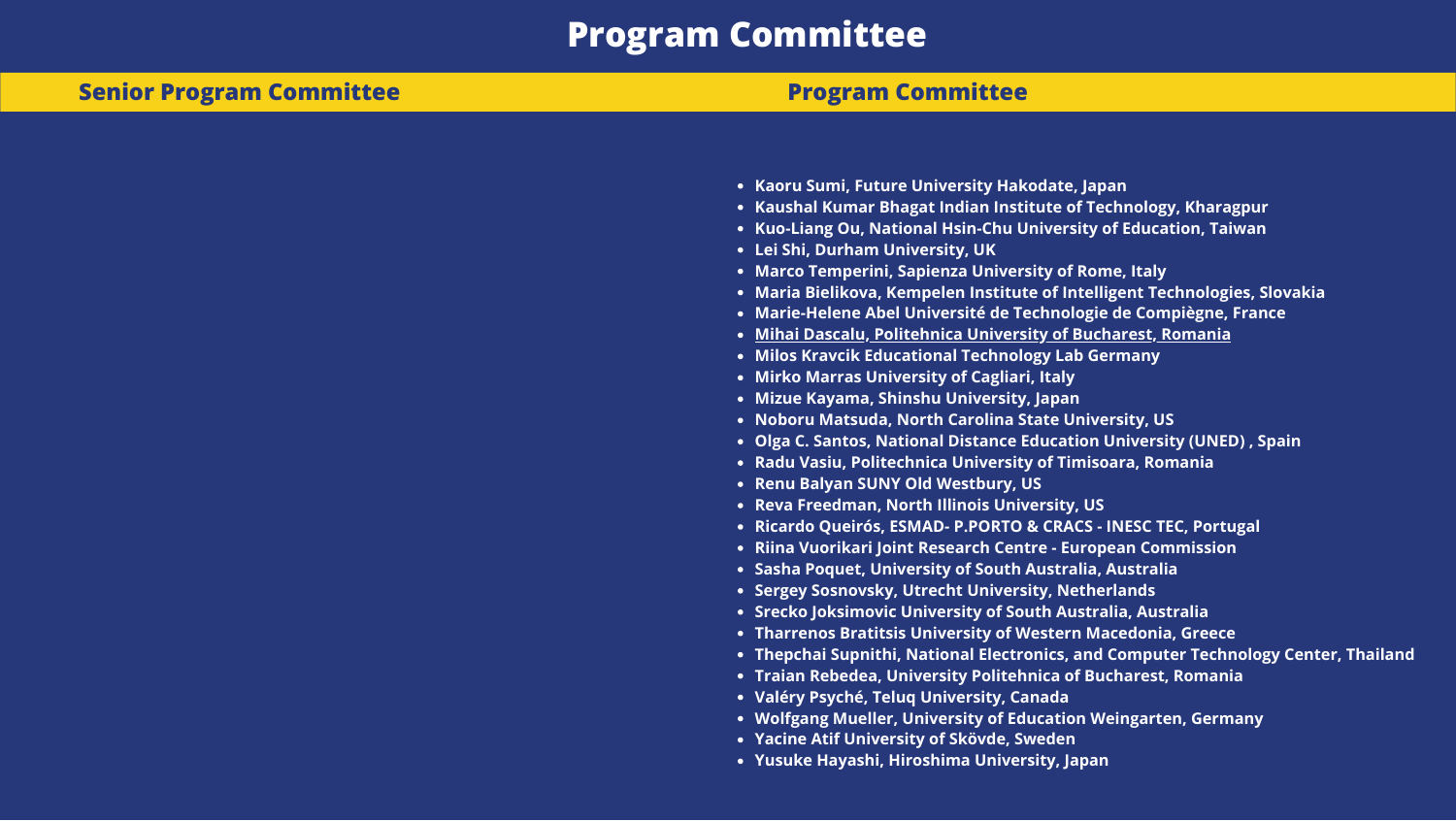# Program Committee

## Senior Program Committee

## Program Committee

- Kaoru Sumi, Future University Hakodate, Japan
- Kaushal Kumar Bhagat Indian Institute of Technology, Kharagpur
- Kuo-Liang Ou, National Hsin-Chu University of Education, Taiwan
- Lei Shi, Durham University, UK
- Marco Temperini, Sapienza University of Rome, Italy
- Maria Bielikova, Kempelen Institute of Intelligent Technologies, Slovakia
- Marie-Helene Abel Université de Technologie de Compiègne, France
- Mihai Dascalu, Politehnica University of Bucharest, Romania
- Milos Kravcik Educational Technology Lab Germany
- Mirko Marras University of Cagliari, Italy
- Mizue Kayama, Shinshu University, Japan
- Noboru Matsuda, North Carolina State University, US
- Olga C. Santos, National Distance Education University (UNED) , Spain
- Radu Vasiu, Politechnica University of Timisoara, Romania
- Renu Balyan SUNY Old Westbury, US
- Reva Freedman, North Illinois University, US
- Ricardo Queirós, ESMAD- P.PORTO & CRACS - INESC TEC, Portugal
- Riina Vuorikari Joint Research Centre - European Commission
- Sasha Poquet, University of South Australia, Australia
- Sergey Sosnovsky, Utrecht University, Netherlands
- Srecko Joksimovic University of South Australia, Australia
- Tharrenos Bratitsis University of Western Macedonia, Greece
- Thepchai Supnithi, National Electronics, and Computer Technology Center, Thailand
- Traian Rebedea, University Politehnica of Bucharest, Romania
- Valéry Psyché, Teluq University, Canada
- Wolfgang Mueller, University of Education Weingarten, Germany
- Yacine Atif University of Skövde, Sweden
- Yusuke Hayashi, Hiroshima University, Japan